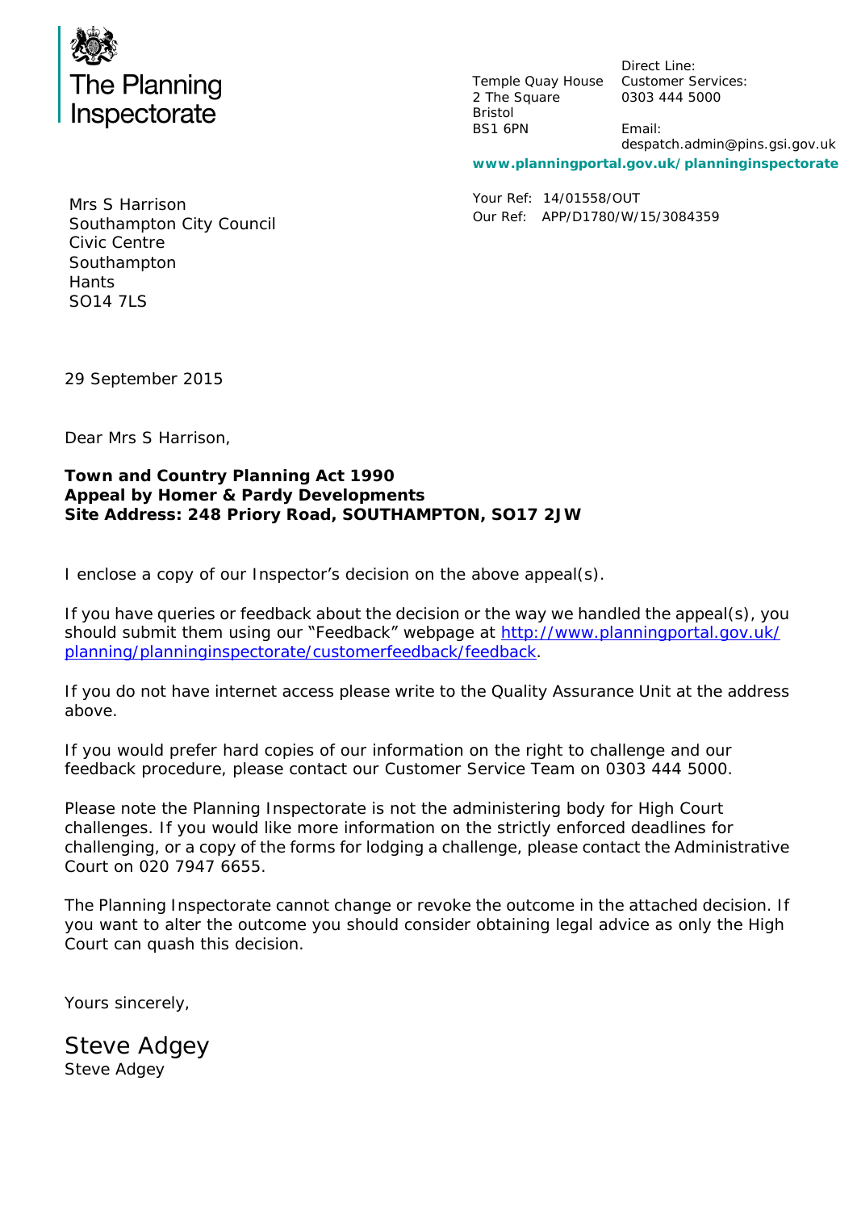The Planning Inspectorate

Temple Quay House
2 The Square
Bristol
BS1 6PN

Direct Line:
Customer Services:
0303 444 5000

Email:
despatch.admin@pins.gsi.gov.uk

**www.planningportal.gov.uk/planninginspectorate**

Mrs S Harrison
Southampton City Council
Civic Centre
Southampton
Hants
SO14 7LS

Your Ref: 14/01558/OUT
Our Ref: APP/D1780/W/15/3084359

29 September 2015

Dear Mrs S Harrison,

**Town and Country Planning Act 1990**
**Appeal by Homer & Pardy Developments**
**Site Address: 248 Priory Road, SOUTHAMPTON, SO17 2JW**

I enclose a copy of our Inspector's decision on the above appeal(s).

If you have queries or feedback about the decision or the way we handled the appeal(s), you should submit them using our "Feedback" webpage at [http://www.planningportal.gov.uk/planning/planninginspectorate/customerfeedback/feedback](http://www.planningportal.gov.uk/planning/planninginspectorate/customerfeedback/feedback).

If you do not have internet access please write to the Quality Assurance Unit at the address above.

If you would prefer hard copies of our information on the right to challenge and our feedback procedure, please contact our Customer Service Team on 0303 444 5000.

Please note the Planning Inspectorate is not the administering body for High Court challenges. If you would like more information on the strictly enforced deadlines for challenging, or a copy of the forms for lodging a challenge, please contact the Administrative Court on 020 7947 6655.

The Planning Inspectorate cannot change or revoke the outcome in the attached decision. If you want to alter the outcome you should consider obtaining legal advice as only the High Court can quash this decision.

Yours sincerely,

Steve Adgey
Steve Adgey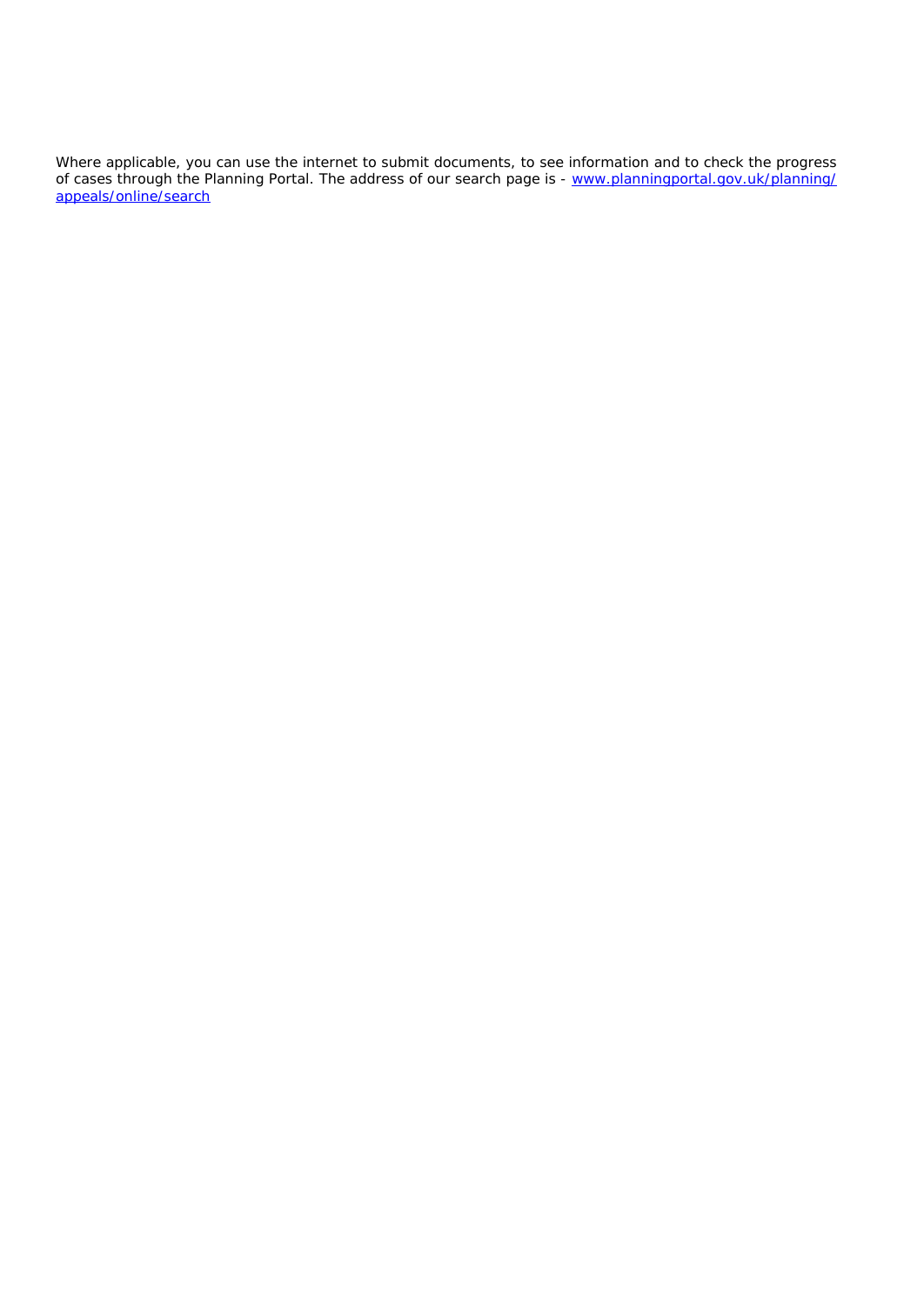Where applicable, you can use the internet to submit documents, to see information and to check the progress of cases through the Planning Portal. The address of our search page is - [www.planningportal.gov.uk/planning/appeals/online/search](www.planningportal.gov.uk/planning/appeals/online/search)